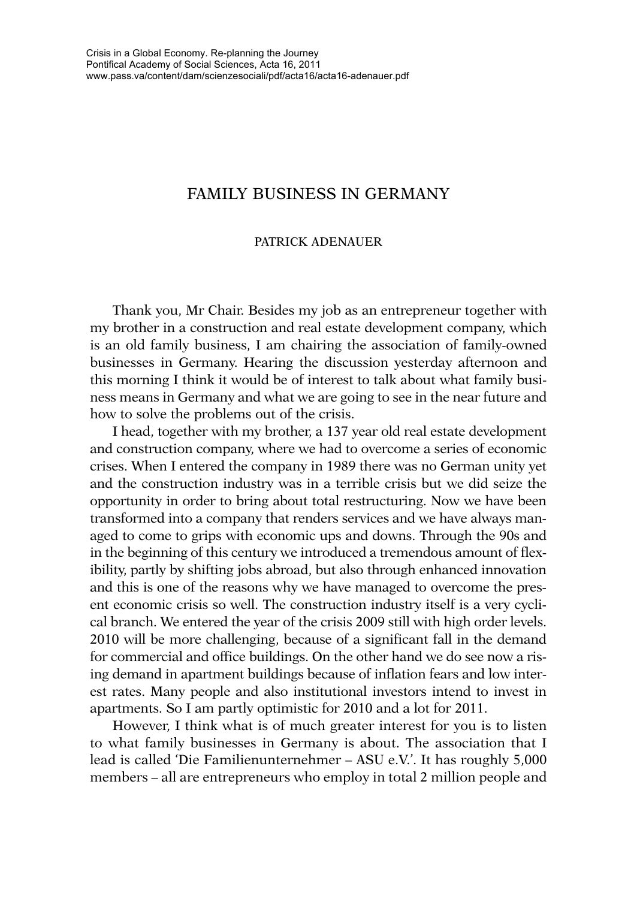# FAMILY BUSINESS IN GERMANY

PATRICK ADENAUER

Thank you, Mr Chair. Besides my job as an entrepreneur together with my brother in a construction and real estate development company, which is an old family business, I am chairing the association of family-owned businesses in Germany. Hearing the discussion yesterday afternoon and this morning I think it would be of interest to talk about what family business means in Germany and what we are going to see in the near future and how to solve the problems out of the crisis.

I head, together with my brother, a 137 year old real estate development and construction company, where we had to overcome a series of economic crises. When I entered the company in 1989 there was no German unity yet and the construction industry was in a terrible crisis but we did seize the opportunity in order to bring about total restructuring. Now we have been transformed into a company that renders services and we have always managed to come to grips with economic ups and downs. Through the 90s and in the beginning of this century we introduced a tremendous amount of flexibility, partly by shifting jobs abroad, but also through enhanced innovation and this is one of the reasons why we have managed to overcome the present economic crisis so well. The construction industry itself is a very cyclical branch. We entered the year of the crisis 2009 still with high order levels. 2010 will be more challenging, because of a significant fall in the demand for commercial and office buildings. On the other hand we do see now a rising demand in apartment buildings because of inflation fears and low interest rates. Many people and also institutional investors intend to invest in apartments. So I am partly optimistic for 2010 and a lot for 2011.

However, I think what is of much greater interest for you is to listen to what family businesses in Germany is about. The association that I lead is called 'Die Familienunternehmer – ASU e.V.'. It has roughly 5,000 members – all are entrepreneurs who employ in total 2 million people and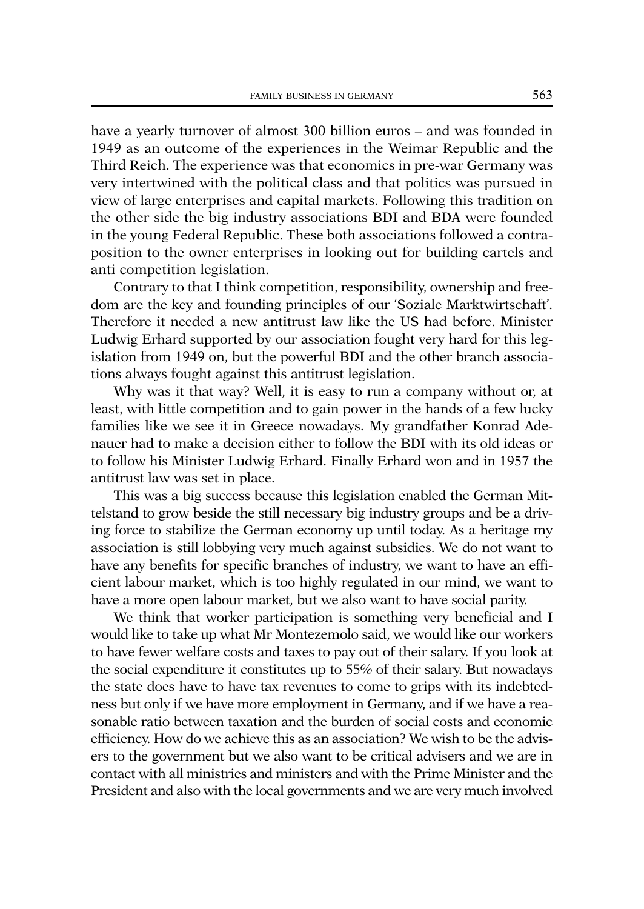have a yearly turnover of almost 300 billion euros – and was founded in 1949 as an outcome of the experiences in the Weimar Republic and the Third Reich. The experience was that economics in pre-war Germany was very intertwined with the political class and that politics was pursued in view of large enterprises and capital markets. Following this tradition on the other side the big industry associations BDI and BDA were founded in the young Federal Republic. These both associations followed a contraposition to the owner enterprises in looking out for building cartels and anti competition legislation.

Contrary to that I think competition, responsibility, ownership and freedom are the key and founding principles of our 'Soziale Marktwirtschaft'. Therefore it needed a new antitrust law like the US had before. Minister Ludwig Erhard supported by our association fought very hard for this legislation from 1949 on, but the powerful BDI and the other branch associations always fought against this antitrust legislation.

Why was it that way? Well, it is easy to run a company without or, at least, with little competition and to gain power in the hands of a few lucky families like we see it in Greece nowadays. My grandfather Konrad Adenauer had to make a decision either to follow the BDI with its old ideas or to follow his Minister Ludwig Erhard. Finally Erhard won and in 1957 the antitrust law was set in place.

This was a big success because this legislation enabled the German Mittelstand to grow beside the still necessary big industry groups and be a driving force to stabilize the German economy up until today. As a heritage my association is still lobbying very much against subsidies. We do not want to have any benefits for specific branches of industry, we want to have an efficient labour market, which is too highly regulated in our mind, we want to have a more open labour market, but we also want to have social parity.

We think that worker participation is something very beneficial and I would like to take up what Mr Montezemolo said, we would like our workers to have fewer welfare costs and taxes to pay out of their salary. If you look at the social expenditure it constitutes up to 55% of their salary. But nowadays the state does have to have tax revenues to come to grips with its indebtedness but only if we have more employment in Germany, and if we have a reasonable ratio between taxation and the burden of social costs and economic efficiency. How do we achieve this as an association? We wish to be the advisers to the government but we also want to be critical advisers and we are in contact with all ministries and ministers and with the Prime Minister and the President and also with the local governments and we are very much involved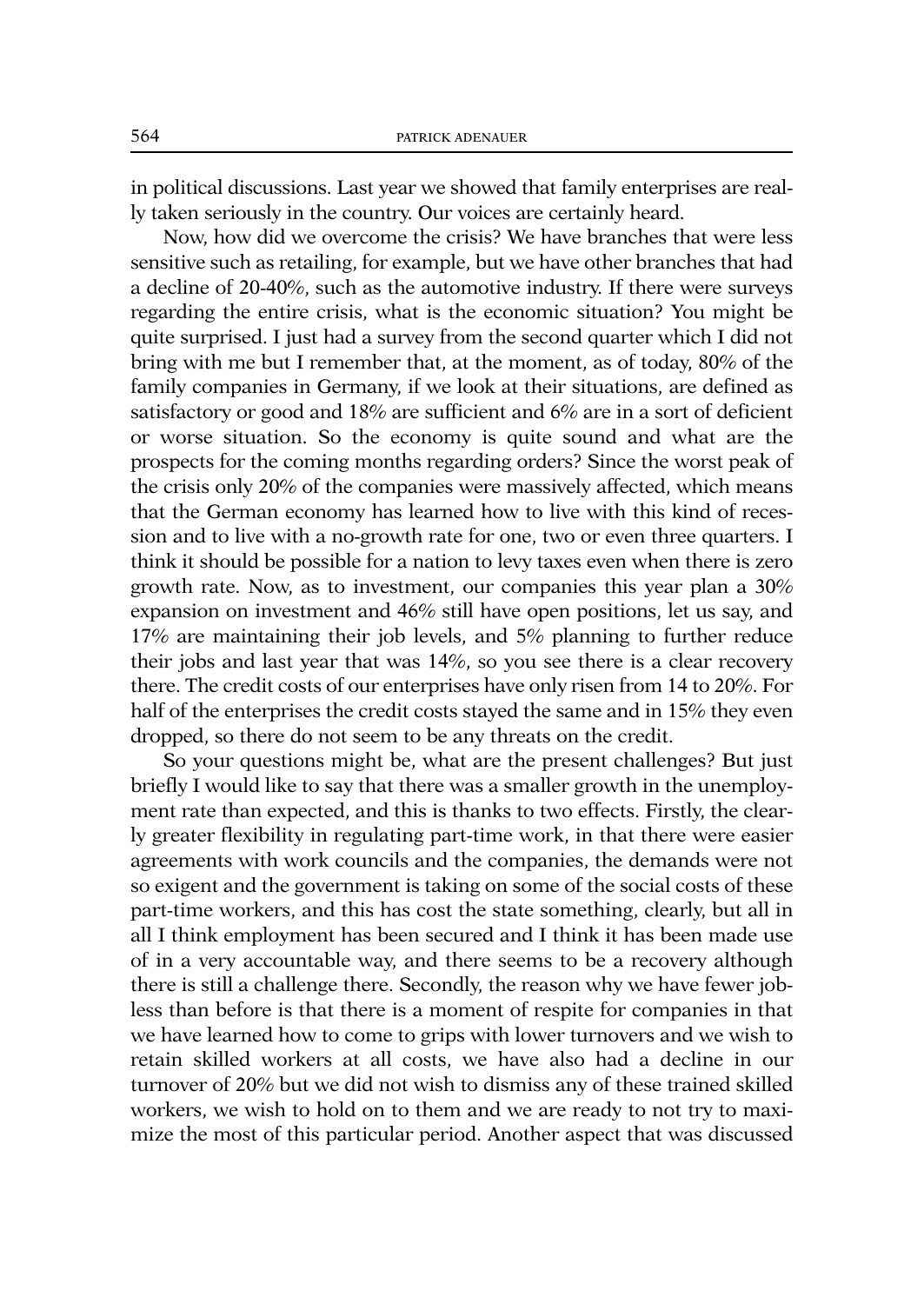in political discussions. Last year we showed that family enterprises are really taken seriously in the country. Our voices are certainly heard.

Now, how did we overcome the crisis? We have branches that were less sensitive such as retailing, for example, but we have other branches that had a decline of 20-40%, such as the automotive industry. If there were surveys regarding the entire crisis, what is the economic situation? You might be quite surprised. I just had a survey from the second quarter which I did not bring with me but I remember that, at the moment, as of today, 80% of the family companies in Germany, if we look at their situations, are defined as satisfactory or good and 18% are sufficient and 6% are in a sort of deficient or worse situation. So the economy is quite sound and what are the prospects for the coming months regarding orders? Since the worst peak of the crisis only 20% of the companies were massively affected, which means that the German economy has learned how to live with this kind of recession and to live with a no-growth rate for one, two or even three quarters. I think it should be possible for a nation to levy taxes even when there is zero growth rate. Now, as to investment, our companies this year plan a 30% expansion on investment and 46% still have open positions, let us say, and 17% are maintaining their job levels, and 5% planning to further reduce their jobs and last year that was 14%, so you see there is a clear recovery there. The credit costs of our enterprises have only risen from 14 to 20%. For half of the enterprises the credit costs stayed the same and in 15% they even dropped, so there do not seem to be any threats on the credit.

So your questions might be, what are the present challenges? But just briefly I would like to say that there was a smaller growth in the unemployment rate than expected, and this is thanks to two effects. Firstly, the clearly greater flexibility in regulating part-time work, in that there were easier agreements with work councils and the companies, the demands were not so exigent and the government is taking on some of the social costs of these part-time workers, and this has cost the state something, clearly, but all in all I think employment has been secured and I think it has been made use of in a very accountable way, and there seems to be a recovery although there is still a challenge there. Secondly, the reason why we have fewer jobless than before is that there is a moment of respite for companies in that we have learned how to come to grips with lower turnovers and we wish to retain skilled workers at all costs, we have also had a decline in our turnover of 20% but we did not wish to dismiss any of these trained skilled workers, we wish to hold on to them and we are ready to not try to maximize the most of this particular period. Another aspect that was discussed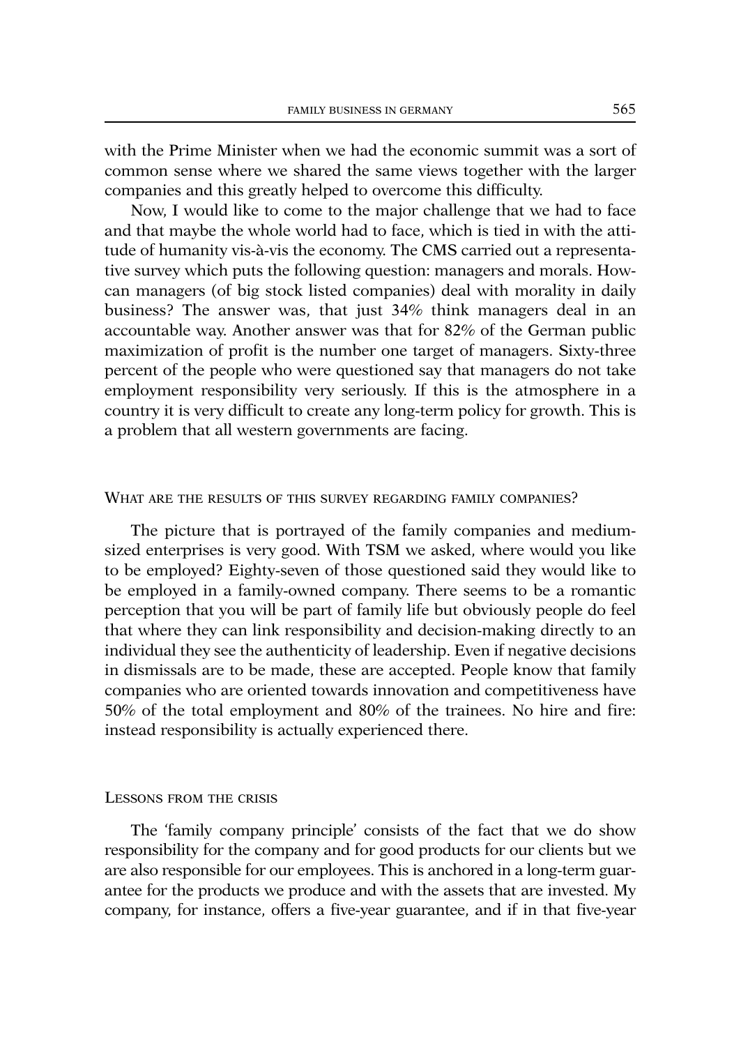with the Prime Minister when we had the economic summit was a sort of common sense where we shared the same views together with the larger companies and this greatly helped to overcome this difficulty.

Now, I would like to come to the major challenge that we had to face and that maybe the whole world had to face, which is tied in with the attitude of humanity vis-à-vis the economy. The CMS carried out a representative survey which puts the following question: managers and morals. How-can managers (of big stock listed companies) deal with morality in daily business? The answer was, that just 34% think managers deal in an accountable way. Another answer was that for 82% of the German public maximization of profit is the number one target of managers. Sixty-three percent of the people who were questioned say that managers do not take employment responsibility very seriously. If this is the atmosphere in a country it is very difficult to create any long-term policy for growth. This is a problem that all western governments are facing.

## What are the results of this survey regarding family companies?

The picture that is portrayed of the family companies and medium-sized enterprises is very good. With TSM we asked, where would you like to be employed? Eighty-seven of those questioned said they would like to be employed in a family-owned company. There seems to be a romantic perception that you will be part of family life but obviously people do feel that where they can link responsibility and decision-making directly to an individual they see the authenticity of leadership. Even if negative decisions in dismissals are to be made, these are accepted. People know that family companies who are oriented towards innovation and competitiveness have 50% of the total employment and 80% of the trainees. No hire and fire: instead responsibility is actually experienced there.

## Lessons from the crisis

The 'family company principle' consists of the fact that we do show responsibility for the company and for good products for our clients but we are also responsible for our employees. This is anchored in a long-term guarantee for the products we produce and with the assets that are invested. My company, for instance, offers a five-year guarantee, and if in that five-year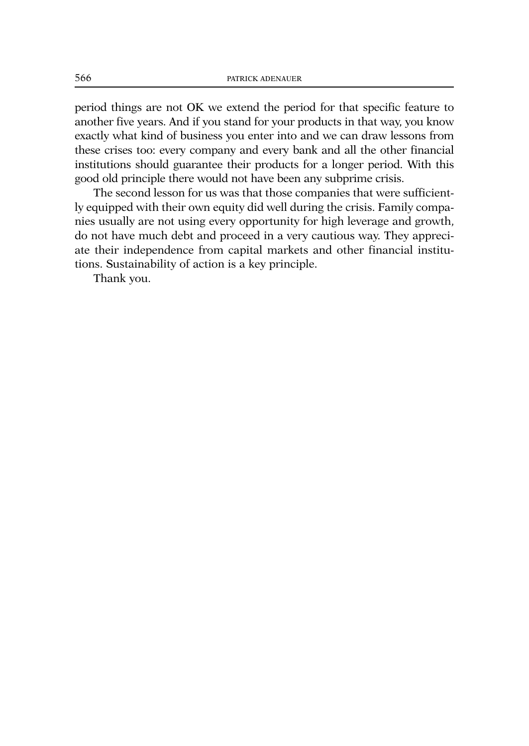period things are not OK we extend the period for that specific feature to another five years. And if you stand for your products in that way, you know exactly what kind of business you enter into and we can draw lessons from these crises too: every company and every bank and all the other financial institutions should guarantee their products for a longer period. With this good old principle there would not have been any subprime crisis.

The second lesson for us was that those companies that were sufficiently equipped with their own equity did well during the crisis. Family companies usually are not using every opportunity for high leverage and growth, do not have much debt and proceed in a very cautious way. They appreciate their independence from capital markets and other financial institutions. Sustainability of action is a key principle.

Thank you.